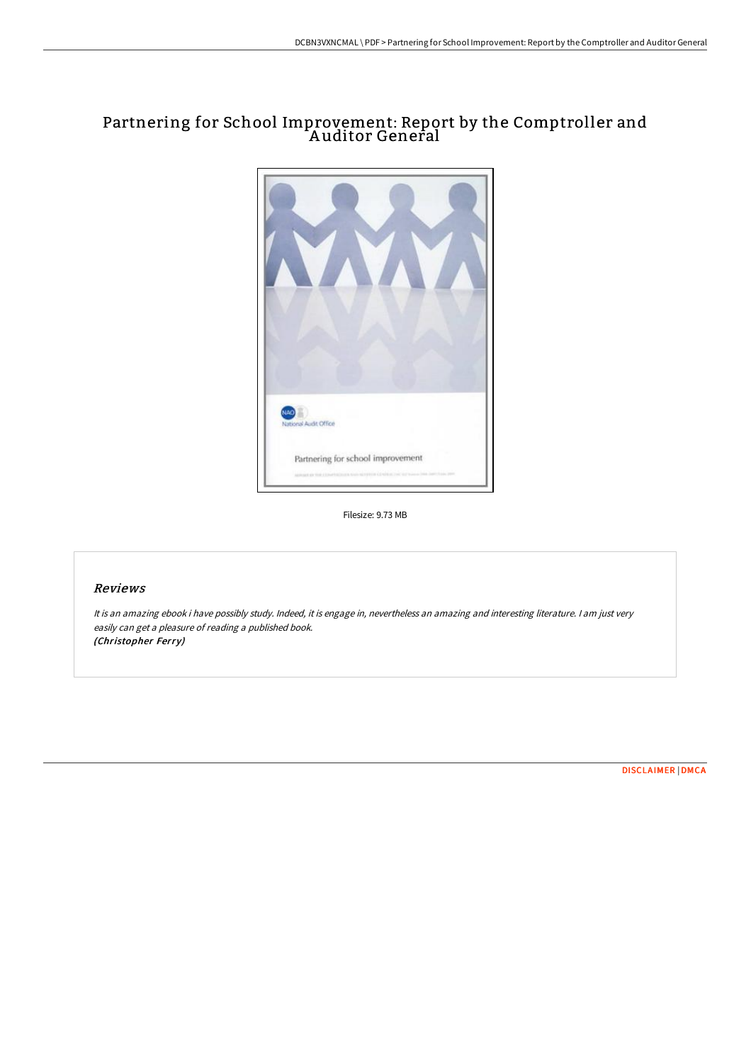# Partnering for School Improvement: Report by the Comptroller and Auditor General

Filesize: 9.73 MB

## Reviews

*It is an amazing ebook i have possibly study. Indeed, it is engage in, nevertheless an amazing and interesting literature. I am just very easily can get a pleasure of reading a published book.*
*(Christopher Ferry)*

DISCLAIMER | DMCA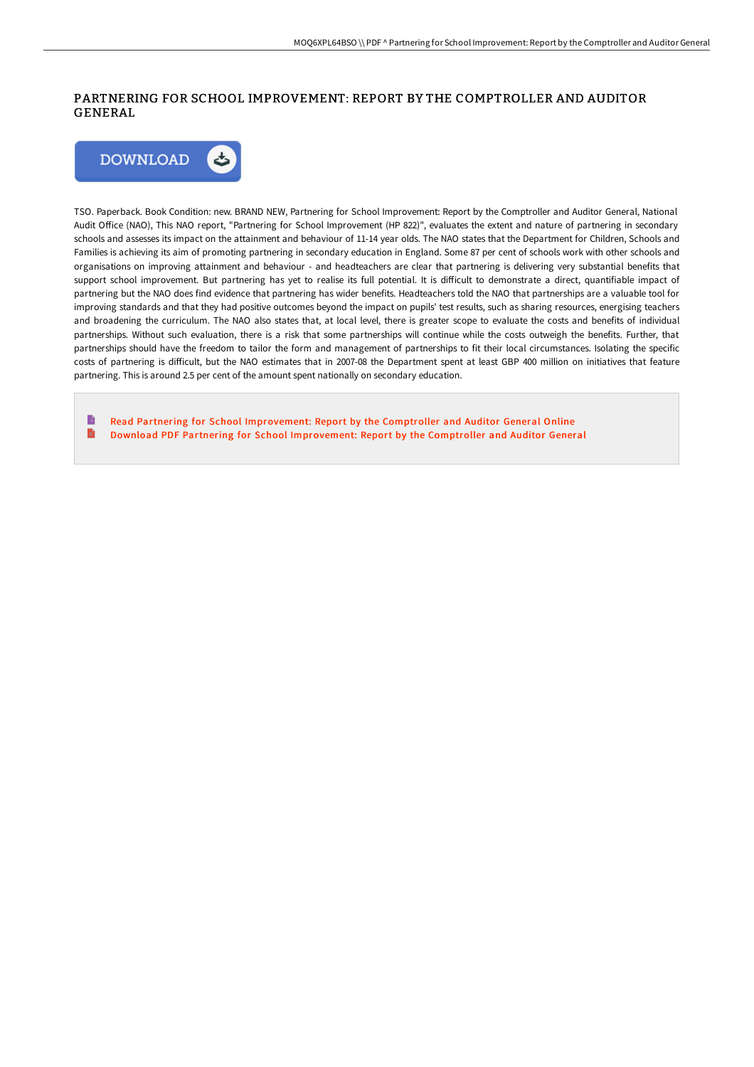# PARTNERING FOR SCHOOL IMPROVEMENT: REPORT BY THE COMPTROLLER AND AUDITOR GENERAL

TSO. Paperback. Book Condition: new. BRAND NEW, Partnering for School Improvement: Report by the Comptroller and Auditor General, National Audit Office (NAO), This NAO report, "Partnering for School Improvement (HP 822)", evaluates the extent and nature of partnering in secondary schools and assesses its impact on the attainment and behaviour of 11-14 year olds. The NAO states that the Department for Children, Schools and Families is achieving its aim of promoting partnering in secondary education in England. Some 87 per cent of schools work with other schools and organisations on improving attainment and behaviour - and headteachers are clear that partnering is delivering very substantial benefits that support school improvement. But partnering has yet to realise its full potential. It is difficult to demonstrate a direct, quantifiable impact of partnering but the NAO does find evidence that partnering has wider benefits. Headteachers told the NAO that partnerships are a valuable tool for improving standards and that they had positive outcomes beyond the impact on pupils' test results, such as sharing resources, energising teachers and broadening the curriculum. The NAO also states that, at local level, there is greater scope to evaluate the costs and benefits of individual partnerships. Without such evaluation, there is a risk that some partnerships will continue while the costs outweigh the benefits. Further, that partnerships should have the freedom to tailor the form and management of partnerships to fit their local circumstances. Isolating the specific costs of partnering is difficult, but the NAO estimates that in 2007-08 the Department spent at least GBP 400 million on initiatives that feature partnering. This is around 2.5 per cent of the amount spent nationally on secondary education.

- Read Partnering for School Improvement: Report by the Comptroller and Auditor General Online
- Download PDF Partnering for School Improvement: Report by the Comptroller and Auditor General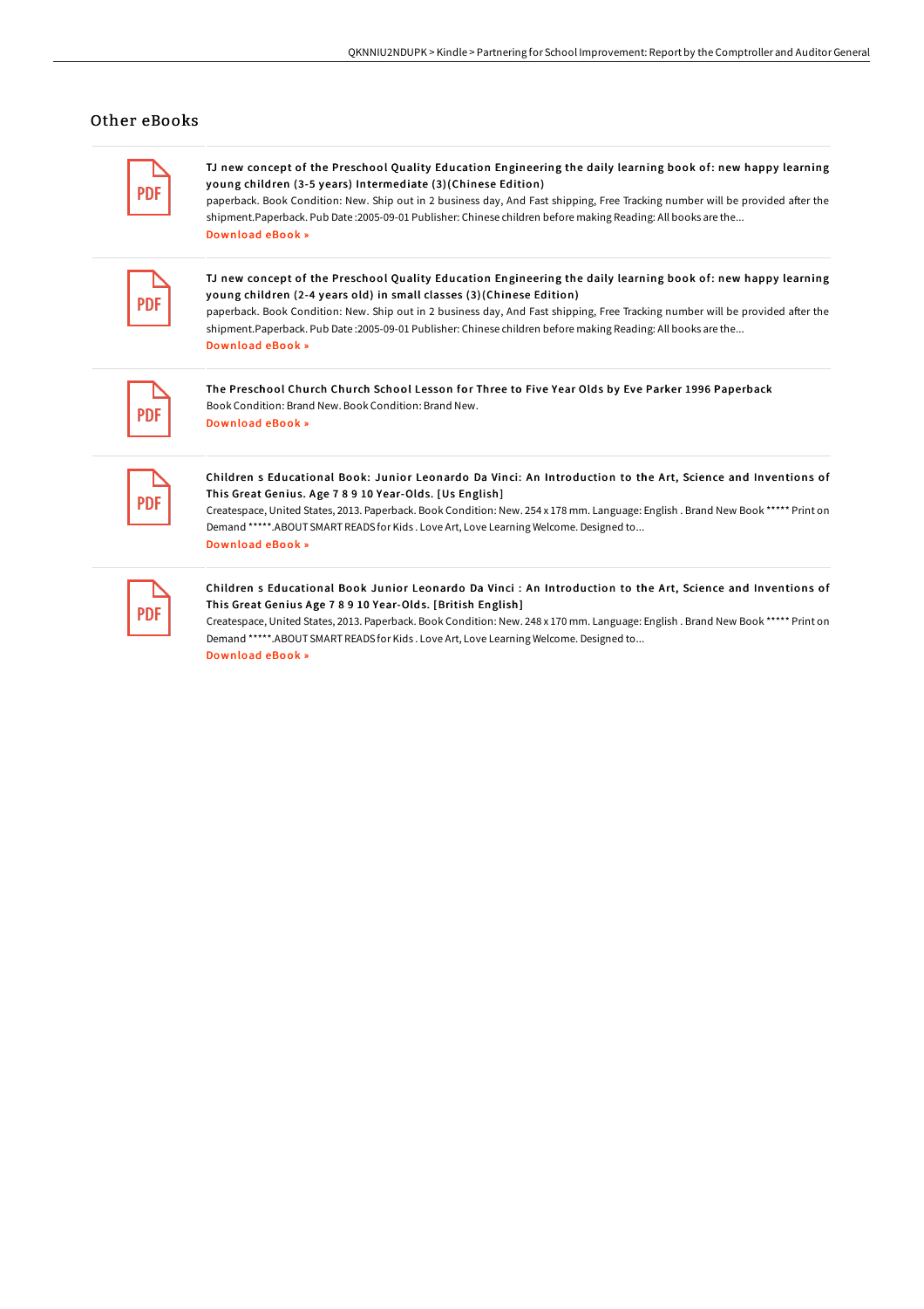## Other eBooks

**TJ new concept of the Preschool Quality Education Engineering the daily learning book of: new happy learning young children (3-5 years) Intermediate (3)(Chinese Edition)**

paperback. Book Condition: New. Ship out in 2 business day, And Fast shipping, Free Tracking number will be provided after the shipment.Paperback. Pub Date :2005-09-01 Publisher: Chinese children before making Reading: All books are the...

Download eBook »

**TJ new concept of the Preschool Quality Education Engineering the daily learning book of: new happy learning young children (2-4 years old) in small classes (3)(Chinese Edition)**

paperback. Book Condition: New. Ship out in 2 business day, And Fast shipping, Free Tracking number will be provided after the shipment.Paperback. Pub Date :2005-09-01 Publisher: Chinese children before making Reading: All books are the...

Download eBook »

**The Preschool Church Church School Lesson for Three to Five Year Olds by Eve Parker 1996 Paperback**

Book Condition: Brand New. Book Condition: Brand New.

Download eBook »

**Children s Educational Book: Junior Leonardo Da Vinci: An Introduction to the Art, Science and Inventions of This Great Genius. Age 7 8 9 10 Year-Olds. [Us English]**

Createspace, United States, 2013. Paperback. Book Condition: New. 254 x 178 mm. Language: English . Brand New Book ***** Print on Demand *****.ABOUT SMART READS for Kids . Love Art, Love Learning Welcome. Designed to...

Download eBook »

**Children s Educational Book Junior Leonardo Da Vinci : An Introduction to the Art, Science and Inventions of This Great Genius Age 7 8 9 10 Year-Olds. [British English]**

Createspace, United States, 2013. Paperback. Book Condition: New. 248 x 170 mm. Language: English . Brand New Book ***** Print on Demand *****.ABOUT SMART READS for Kids . Love Art, Love Learning Welcome. Designed to...

Download eBook »